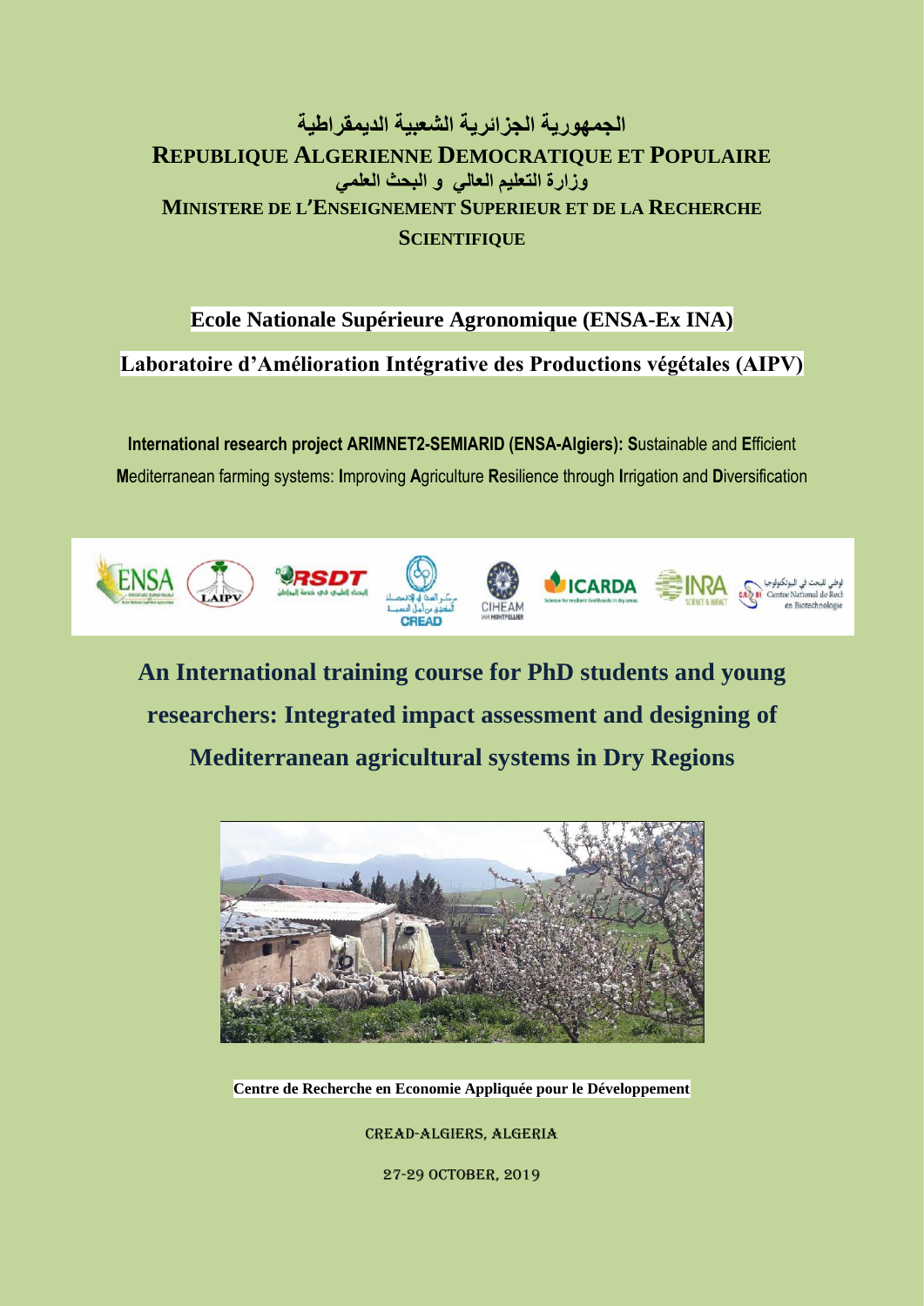**الجمهورية الجزائرية الشعبية الديمقراطية**

**REPUBLIQUE ALGERIENNE DEMOCRATIQUE ET POPULAIRE**

**وزارة التعليم العالي و البحث العلمي**

**MINISTERE DE L'ENSEIGNEMENT SUPERIEUR ET DE LA RECHERCHE SCIENTIFIQUE**

**Ecole Nationale Supérieure Agronomique (ENSA-Ex INA)**

**Laboratoire d'Amélioration Intégrative des Productions végétales (AIPV)**

**International research project ARIMNET2-SEMIARID (ENSA-Algiers): S**ustainable and **E**fficient **M**editerranean farming systems: **I**mproving **A**griculture **R**esilience through **I**rrigation and **D**iversification

# An International training course for PhD students and young researchers: Integrated impact assessment and designing of Mediterranean agricultural systems in Dry Regions

**Centre de Recherche en Economie Appliquée pour le Développement**

CREAD-ALGIERS, ALGERIA

27-29 OCTOBER, 2019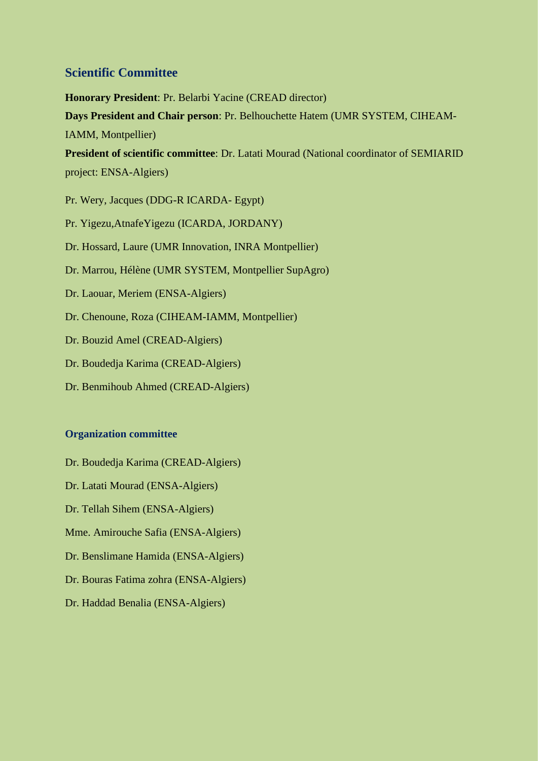## Scientific Committee

**Honorary President**: Pr. Belarbi Yacine (CREAD director)

**Days President and Chair person**: Pr. Belhouchette Hatem (UMR SYSTEM, CIHEAM-IAMM, Montpellier)

**President of scientific committee**: Dr. Latati Mourad (National coordinator of SEMIARID project: ENSA-Algiers)

Pr. Wery, Jacques (DDG-R ICARDA- Egypt)

Pr. Yigezu,AtnafeYigezu (ICARDA, JORDANY)

Dr. Hossard, Laure (UMR Innovation, INRA Montpellier)

Dr. Marrou, Hélène (UMR SYSTEM, Montpellier SupAgro)

Dr. Laouar, Meriem (ENSA-Algiers)

Dr. Chenoune, Roza (CIHEAM-IAMM, Montpellier)

Dr. Bouzid Amel (CREAD-Algiers)

Dr. Boudedja Karima (CREAD-Algiers)

Dr. Benmihoub Ahmed (CREAD-Algiers)

### Organization committee

Dr. Boudedja Karima (CREAD-Algiers)

Dr. Latati Mourad (ENSA-Algiers)

Dr. Tellah Sihem (ENSA-Algiers)

Mme. Amirouche Safia (ENSA-Algiers)

Dr. Benslimane Hamida (ENSA-Algiers)

Dr. Bouras Fatima zohra (ENSA-Algiers)

Dr. Haddad Benalia (ENSA-Algiers)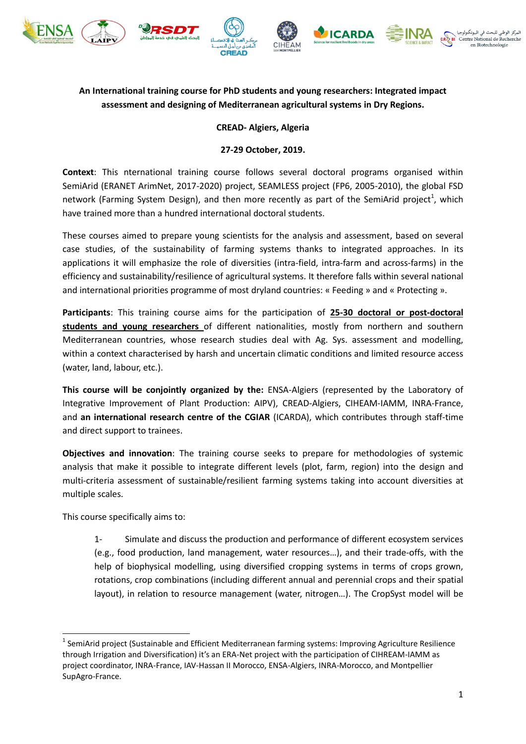**An International training course for PhD students and young researchers: Integrated impact assessment and designing of Mediterranean agricultural systems in Dry Regions.**

**CREAD- Algiers, Algeria**

**27-29 October, 2019.**

**Context**: This nternational training course follows several doctoral programs organised within SemiArid (ERANET ArimNet, 2017-2020) project, SEAMLESS project (FP6, 2005-2010), the global FSD network (Farming System Design), and then more recently as part of the SemiArid project[1], which have trained more than a hundred international doctoral students.

These courses aimed to prepare young scientists for the analysis and assessment, based on several case studies, of the sustainability of farming systems thanks to integrated approaches. In its applications it will emphasize the role of diversities (intra-field, intra-farm and across-farms) in the efficiency and sustainability/resilience of agricultural systems. It therefore falls within several national and international priorities programme of most dryland countries: « Feeding » and « Protecting ».

**Participants**: This training course aims for the participation of **25-30 doctoral or post-doctoral students and young researchers** of different nationalities, mostly from northern and southern Mediterranean countries, whose research studies deal with Ag. Sys. assessment and modelling, within a context characterised by harsh and uncertain climatic conditions and limited resource access (water, land, labour, etc.).

**This course will be conjointly organized by the:** ENSA-Algiers (represented by the Laboratory of Integrative Improvement of Plant Production: AIPV), CREAD-Algiers, CIHEAM-IAMM, INRA-France, and **an international research centre of the CGIAR** (ICARDA), which contributes through staff-time and direct support to trainees.

**Objectives and innovation**: The training course seeks to prepare for methodologies of systemic analysis that make it possible to integrate different levels (plot, farm, region) into the design and multi-criteria assessment of sustainable/resilient farming systems taking into account diversities at multiple scales.

This course specifically aims to:

1- Simulate and discuss the production and performance of different ecosystem services (e.g., food production, land management, water resources…), and their trade-offs, with the help of biophysical modelling, using diversified cropping systems in terms of crops grown, rotations, crop combinations (including different annual and perennial crops and their spatial layout), in relation to resource management (water, nitrogen…). The CropSyst model will be

---

[1] SemiArid project (Sustainable and Efficient Mediterranean farming systems: Improving Agriculture Resilience through Irrigation and Diversification) it's an ERA-Net project with the participation of CIHREAM-IAMM as project coordinator, INRA-France, IAV-Hassan II Morocco, ENSA-Algiers, INRA-Morocco, and Montpellier SupAgro-France.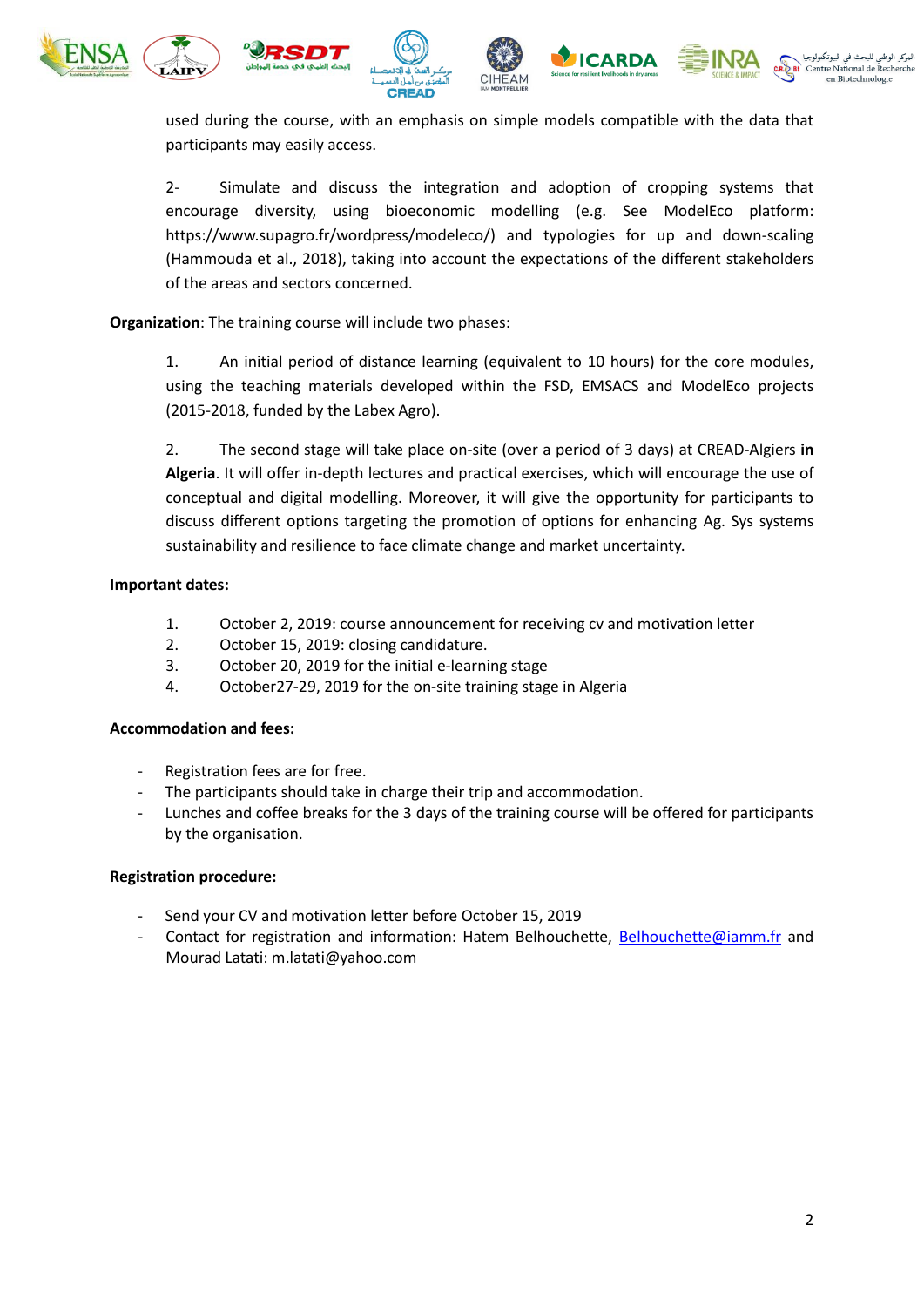used during the course, with an emphasis on simple models compatible with the data that participants may easily access.

2- Simulate and discuss the integration and adoption of cropping systems that encourage diversity, using bioeconomic modelling (e.g. See ModelEco platform: https://www.supagro.fr/wordpress/modeleco/) and typologies for up and down-scaling (Hammouda et al., 2018), taking into account the expectations of the different stakeholders of the areas and sectors concerned.

**Organization**: The training course will include two phases:

1. An initial period of distance learning (equivalent to 10 hours) for the core modules, using the teaching materials developed within the FSD, EMSACS and ModelEco projects (2015-2018, funded by the Labex Agro).

2. The second stage will take place on-site (over a period of 3 days) at CREAD-Algiers **in Algeria**. It will offer in-depth lectures and practical exercises, which will encourage the use of conceptual and digital modelling. Moreover, it will give the opportunity for participants to discuss different options targeting the promotion of options for enhancing Ag. Sys systems sustainability and resilience to face climate change and market uncertainty.

**Important dates:**

1. October 2, 2019: course announcement for receiving cv and motivation letter
2. October 15, 2019: closing candidature.
3. October 20, 2019 for the initial e-learning stage
4. October27-29, 2019 for the on-site training stage in Algeria

**Accommodation and fees:**

- Registration fees are for free.
- The participants should take in charge their trip and accommodation.
- Lunches and coffee breaks for the 3 days of the training course will be offered for participants by the organisation.

**Registration procedure:**

- Send your CV and motivation letter before October 15, 2019
- Contact for registration and information: Hatem Belhouchette, Belhouchette@iamm.fr and Mourad Latati: m.latati@yahoo.com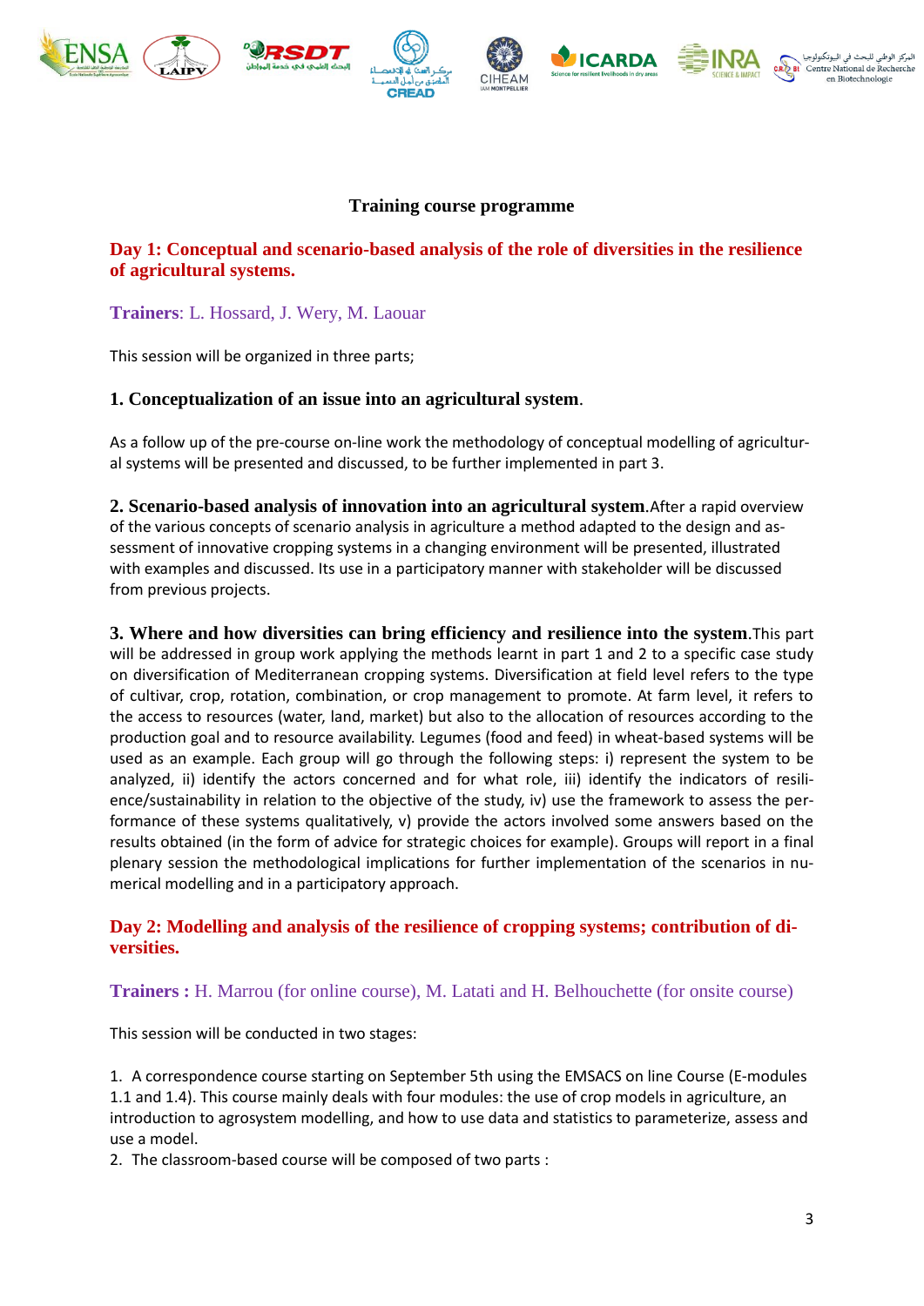## Training course programme

### Day 1: Conceptual and scenario-based analysis of the role of diversities in the resilience of agricultural systems.

**Trainers**: L. Hossard, J. Wery, M. Laouar

This session will be organized in three parts;

**1. Conceptualization of an issue into an agricultural system**.

As a follow up of the pre-course on-line work the methodology of conceptual modelling of agricultural systems will be presented and discussed, to be further implemented in part 3.

**2. Scenario-based analysis of innovation into an agricultural system**.After a rapid overview of the various concepts of scenario analysis in agriculture a method adapted to the design and assessment of innovative cropping systems in a changing environment will be presented, illustrated with examples and discussed. Its use in a participatory manner with stakeholder will be discussed from previous projects.

**3. Where and how diversities can bring efficiency and resilience into the system**.This part will be addressed in group work applying the methods learnt in part 1 and 2 to a specific case study on diversification of Mediterranean cropping systems. Diversification at field level refers to the type of cultivar, crop, rotation, combination, or crop management to promote. At farm level, it refers to the access to resources (water, land, market) but also to the allocation of resources according to the production goal and to resource availability. Legumes (food and feed) in wheat-based systems will be used as an example. Each group will go through the following steps: i) represent the system to be analyzed, ii) identify the actors concerned and for what role, iii) identify the indicators of resilience/sustainability in relation to the objective of the study, iv) use the framework to assess the performance of these systems qualitatively, v) provide the actors involved some answers based on the results obtained (in the form of advice for strategic choices for example). Groups will report in a final plenary session the methodological implications for further implementation of the scenarios in numerical modelling and in a participatory approach.

### Day 2: Modelling and analysis of the resilience of cropping systems; contribution of diversities.

**Trainers :** H. Marrou (for online course), M. Latati and H. Belhouchette (for onsite course)

This session will be conducted in two stages:

1. A correspondence course starting on September 5th using the EMSACS on line Course (E-modules 1.1 and 1.4). This course mainly deals with four modules: the use of crop models in agriculture, an introduction to agrosystem modelling, and how to use data and statistics to parameterize, assess and use a model.
2. The classroom-based course will be composed of two parts :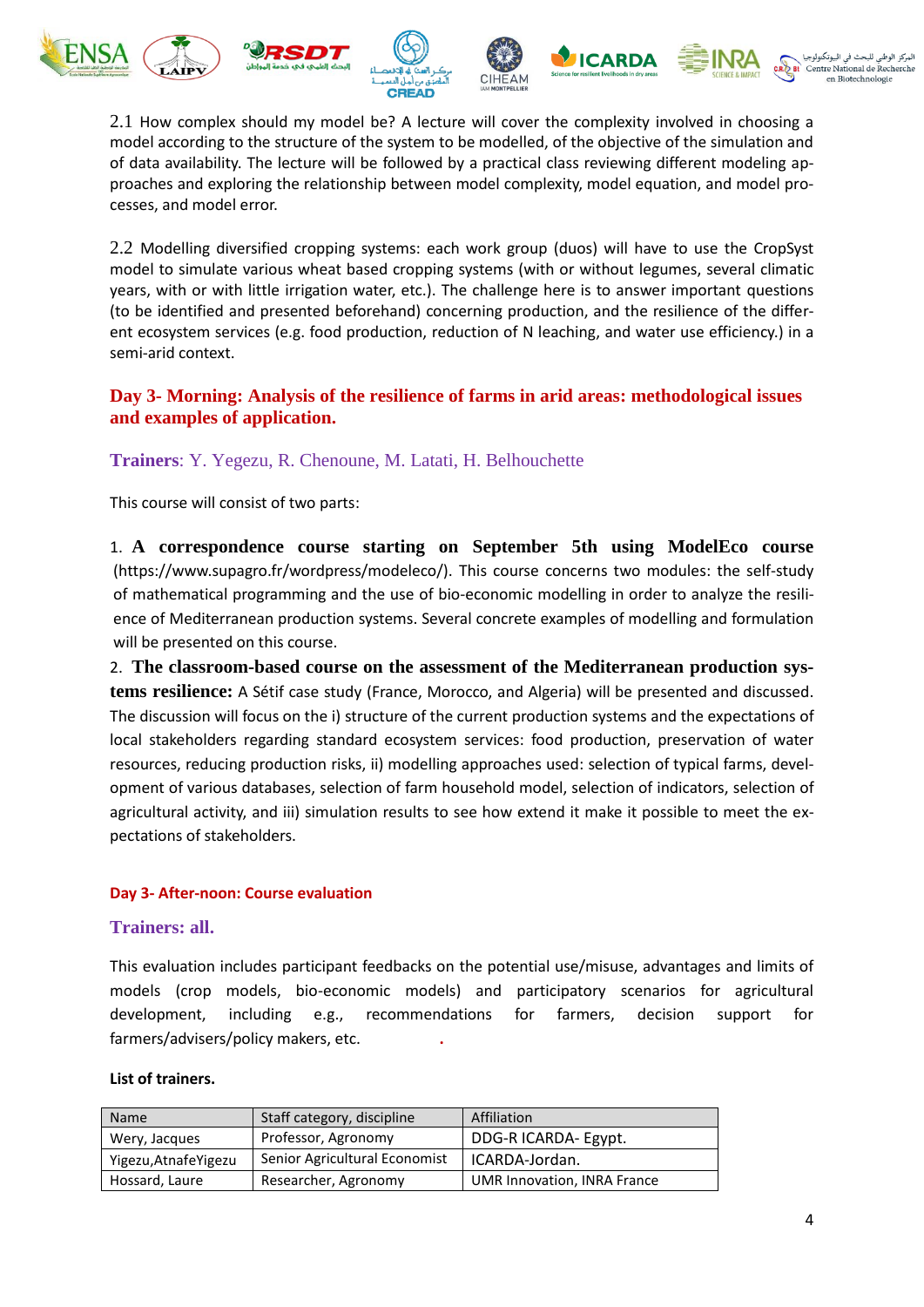2.1 How complex should my model be? A lecture will cover the complexity involved in choosing a model according to the structure of the system to be modelled, of the objective of the simulation and of data availability. The lecture will be followed by a practical class reviewing different modeling approaches and exploring the relationship between model complexity, model equation, and model processes, and model error.

2.2 Modelling diversified cropping systems: each work group (duos) will have to use the CropSyst model to simulate various wheat based cropping systems (with or without legumes, several climatic years, with or with little irrigation water, etc.). The challenge here is to answer important questions (to be identified and presented beforehand) concerning production, and the resilience of the different ecosystem services (e.g. food production, reduction of N leaching, and water use efficiency.) in a semi-arid context.

### Day 3- Morning: Analysis of the resilience of farms in arid areas: methodological issues and examples of application.

**Trainers**: Y. Yegezu, R. Chenoune, M. Latati, H. Belhouchette

This course will consist of two parts:

1. **A correspondence course starting on September 5th using ModelEco course** (https://www.supagro.fr/wordpress/modeleco/). This course concerns two modules: the self-study of mathematical programming and the use of bio-economic modelling in order to analyze the resilience of Mediterranean production systems. Several concrete examples of modelling and formulation will be presented on this course.
2. **The classroom-based course on the assessment of the Mediterranean production systems resilience:** A Sétif case study (France, Morocco, and Algeria) will be presented and discussed. The discussion will focus on the i) structure of the current production systems and the expectations of local stakeholders regarding standard ecosystem services: food production, preservation of water resources, reducing production risks, ii) modelling approaches used: selection of typical farms, development of various databases, selection of farm household model, selection of indicators, selection of agricultural activity, and iii) simulation results to see how extend it make it possible to meet the expectations of stakeholders.

### Day 3- After-noon: Course evaluation

**Trainers: all.**

This evaluation includes participant feedbacks on the potential use/misuse, advantages and limits of models (crop models, bio-economic models) and participatory scenarios for agricultural development, including e.g., recommendations for farmers, decision support for farmers/advisers/policy makers, etc.

**List of trainers.**

| Name | Staff category, discipline | Affiliation |
|---|---|---|
| Wery, Jacques | Professor, Agronomy | DDG-R ICARDA- Egypt. |
| Yigezu,AtnafeYigezu | Senior Agricultural Economist | ICARDA-Jordan. |
| Hossard, Laure | Researcher, Agronomy | UMR Innovation, INRA France |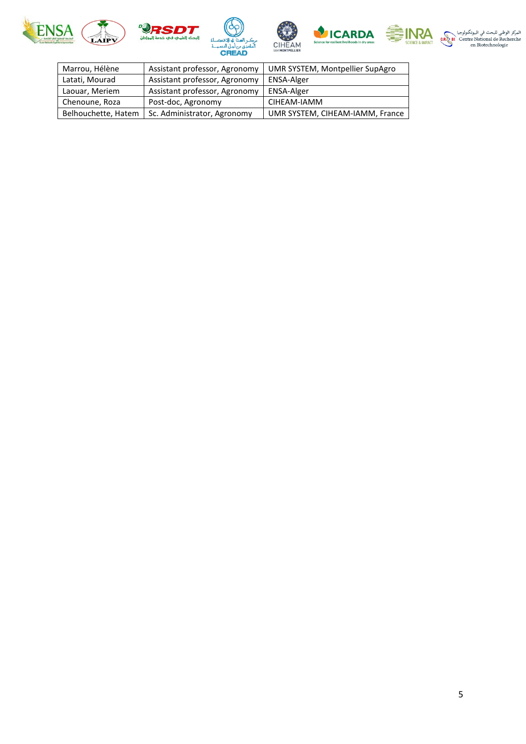| | | |
|---|---|---|
| Marrou, Hélène | Assistant professor, Agronomy | UMR SYSTEM, Montpellier SupAgro |
| Latati, Mourad | Assistant professor, Agronomy | ENSA-Alger |
| Laouar, Meriem | Assistant professor, Agronomy | ENSA-Alger |
| Chenoune, Roza | Post-doc, Agronomy | CIHEAM-IAMM |
| Belhouchette, Hatem | Sc. Administrator, Agronomy | UMR SYSTEM, CIHEAM-IAMM, France |